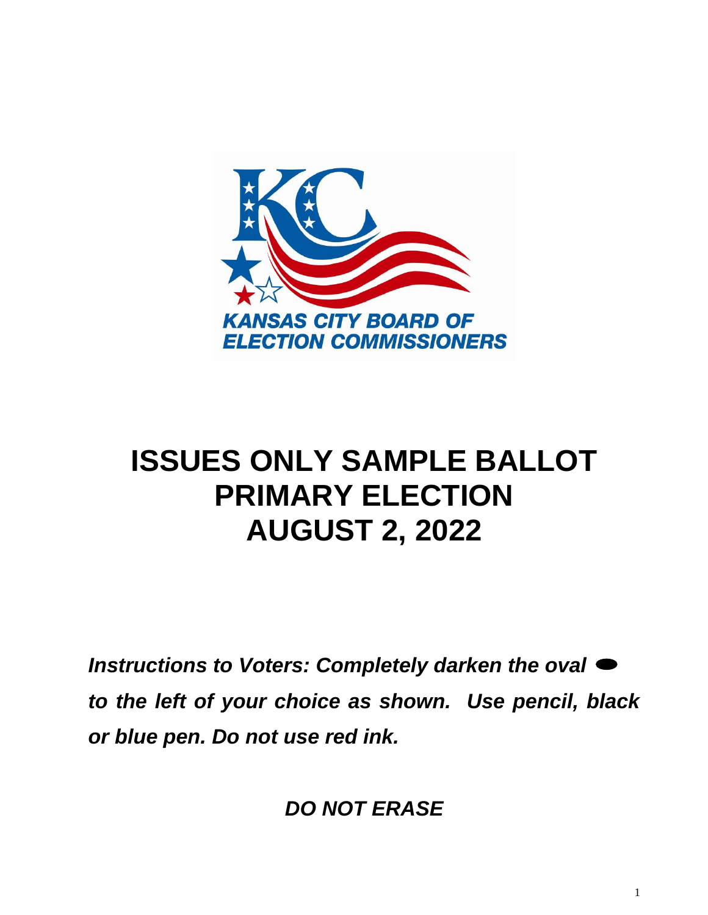KANSAS CITY BOARD OF ELECTION COMMISSIONERS

# ISSUES ONLY SAMPLE BALLOT
# PRIMARY ELECTION
# AUGUST 2, 2022

***Instructions to Voters: Completely darken the oval ⬬ to the left of your choice as shown. Use pencil, black or blue pen. Do not use red ink.***

***DO NOT ERASE***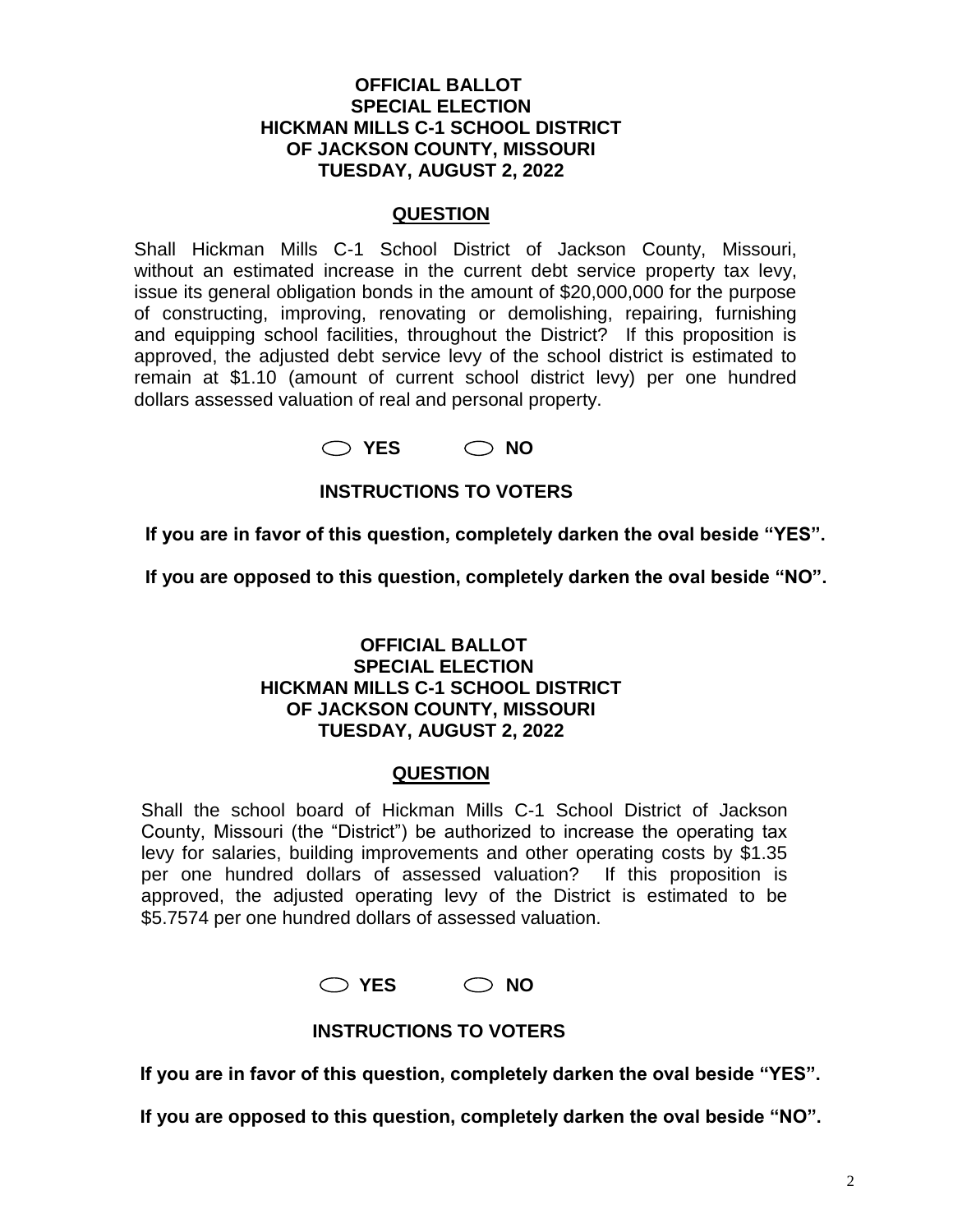**OFFICIAL BALLOT**
**SPECIAL ELECTION**
**HICKMAN MILLS C-1 SCHOOL DISTRICT**
**OF JACKSON COUNTY, MISSOURI**
**TUESDAY, AUGUST 2, 2022**

**QUESTION**

Shall Hickman Mills C-1 School District of Jackson County, Missouri, without an estimated increase in the current debt service property tax levy, issue its general obligation bonds in the amount of $20,000,000 for the purpose of constructing, improving, renovating or demolishing, repairing, furnishing and equipping school facilities, throughout the District? If this proposition is approved, the adjusted debt service levy of the school district is estimated to remain at $1.10 (amount of current school district levy) per one hundred dollars assessed valuation of real and personal property.

◯ **YES** ◯ **NO**

**INSTRUCTIONS TO VOTERS**

**If you are in favor of this question, completely darken the oval beside "YES".**

**If you are opposed to this question, completely darken the oval beside "NO".**

**OFFICIAL BALLOT**
**SPECIAL ELECTION**
**HICKMAN MILLS C-1 SCHOOL DISTRICT**
**OF JACKSON COUNTY, MISSOURI**
**TUESDAY, AUGUST 2, 2022**

**QUESTION**

Shall the school board of Hickman Mills C-1 School District of Jackson County, Missouri (the "District") be authorized to increase the operating tax levy for salaries, building improvements and other operating costs by $1.35 per one hundred dollars of assessed valuation? If this proposition is approved, the adjusted operating levy of the District is estimated to be $5.7574 per one hundred dollars of assessed valuation.

◯ **YES** ◯ **NO**

**INSTRUCTIONS TO VOTERS**

**If you are in favor of this question, completely darken the oval beside "YES".**

**If you are opposed to this question, completely darken the oval beside "NO".**